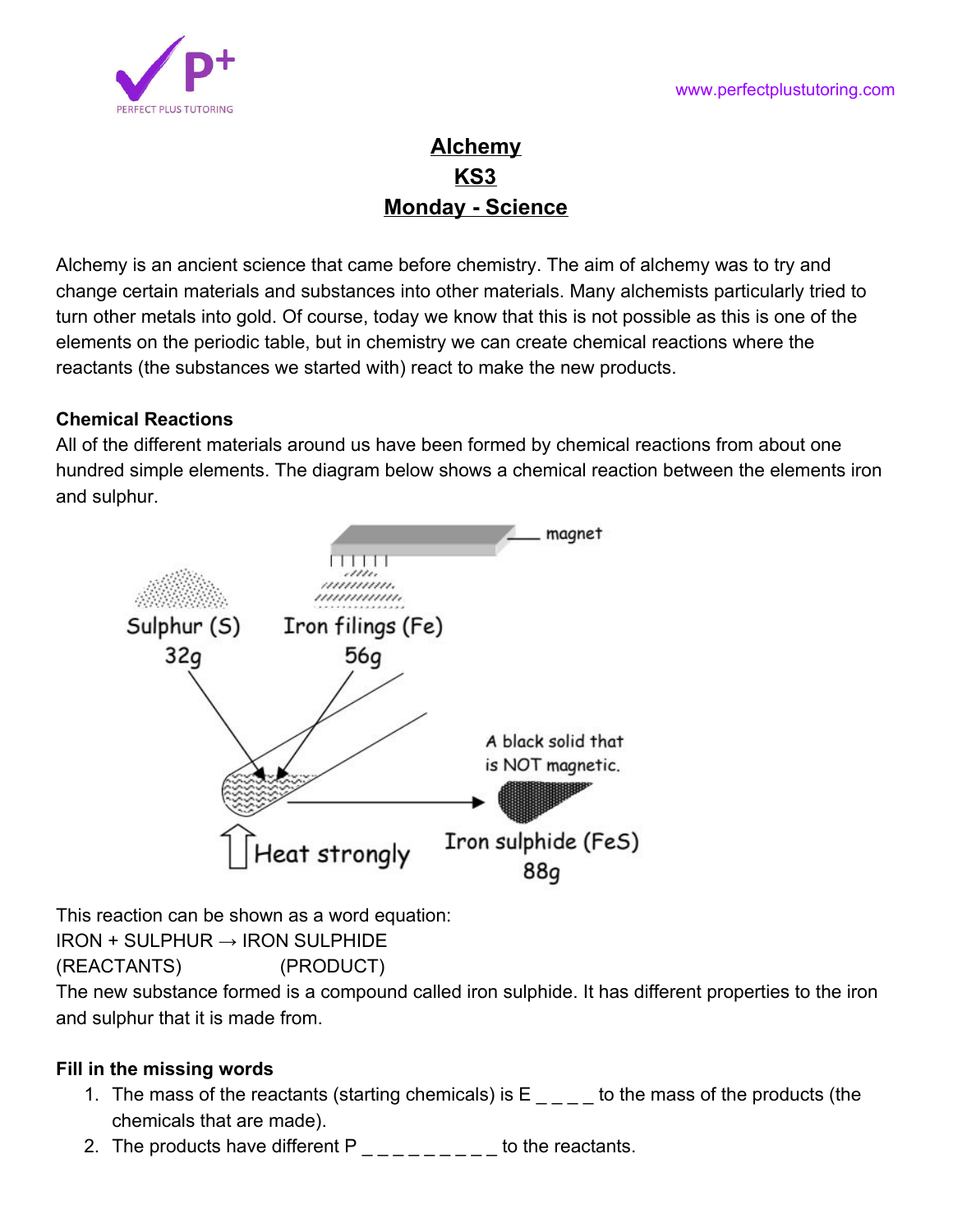# Alchemy
## KS3
## Monday - Science

Alchemy is an ancient science that came before chemistry. The aim of alchemy was to try and change certain materials and substances into other materials. Many alchemists particularly tried to turn other metals into gold. Of course, today we know that this is not possible as this is one of the elements on the periodic table, but in chemistry we can create chemical reactions where the reactants (the substances we started with) react to make the new products.

**Chemical Reactions**

All of the different materials around us have been formed by chemical reactions from about one hundred simple elements. The diagram below shows a chemical reaction between the elements iron and sulphur.

This reaction can be shown as a word equation:

IRON + SULPHUR → IRON SULPHIDE

(REACTANTS) (PRODUCT)

The new substance formed is a compound called iron sulphide. It has different properties to the iron and sulphur that it is made from.

**Fill in the missing words**

1. The mass of the reactants (starting chemicals) is E _ _ _ _ to the mass of the products (the chemicals that are made).
2. The products have different P _ _ _ _ _ _ _ _ _ to the reactants.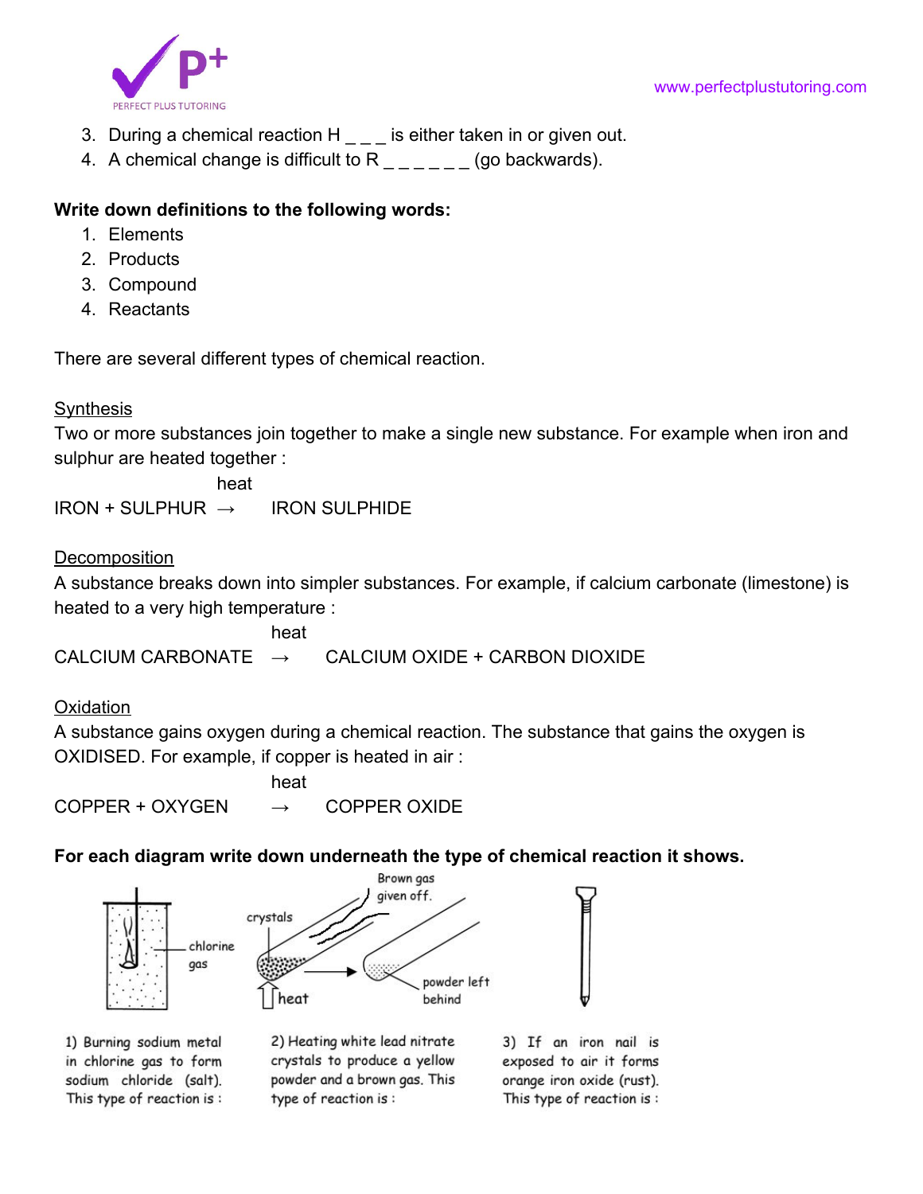3. During a chemical reaction H _ _ _ is either taken in or given out.
4. A chemical change is difficult to R _ _ _ _ _ _ (go backwards).

**Write down definitions to the following words:**

1. Elements
2. Products
3. Compound
4. Reactants

There are several different types of chemical reaction.

<u>Synthesis</u>

Two or more substances join together to make a single new substance. For example when iron and sulphur are heated together :

IRON + SULPHUR $\xrightarrow{\text{heat}}$ IRON SULPHIDE

<u>Decomposition</u>

A substance breaks down into simpler substances. For example, if calcium carbonate (limestone) is heated to a very high temperature :

CALCIUM CARBONATE $\xrightarrow{\text{heat}}$ CALCIUM OXIDE + CARBON DIOXIDE

<u>Oxidation</u>

A substance gains oxygen during a chemical reaction. The substance that gains the oxygen is OXIDISED. For example, if copper is heated in air :

COPPER + OXYGEN $\xrightarrow{\text{heat}}$ COPPER OXIDE

**For each diagram write down underneath the type of chemical reaction it shows.**

chlorine gas

crystals

Brown gas given off.

heat

powder left behind

1) Burning sodium metal in chlorine gas to form sodium chloride (salt). This type of reaction is :

2) Heating white lead nitrate crystals to produce a yellow powder and a brown gas. This type of reaction is :

3) If an iron nail is exposed to air it forms orange iron oxide (rust). This type of reaction is :